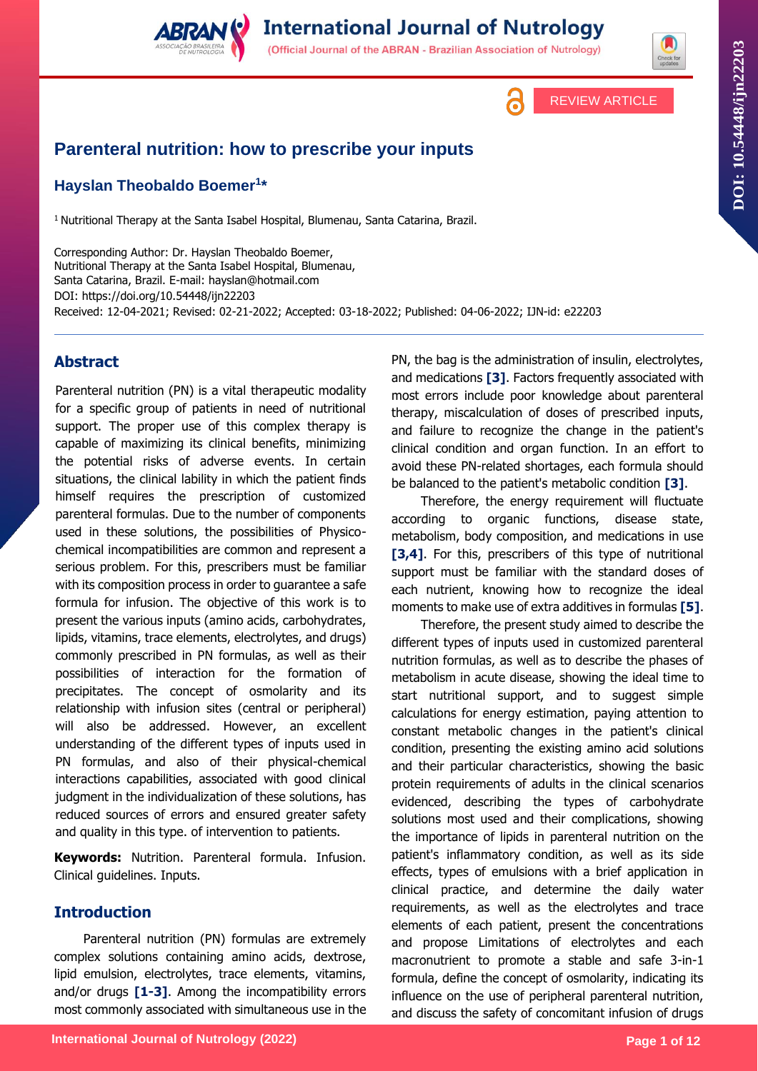REVIEW ARTICLE

# Parenteral nutrition: how to prescribe your inputs

## Hayslan Theobaldo Boemer[1]*

[1] Nutritional Therapy at the Santa Isabel Hospital, Blumenau, Santa Catarina, Brazil.

Corresponding Author: Dr. Hayslan Theobaldo Boemer, Nutritional Therapy at the Santa Isabel Hospital, Blumenau, Santa Catarina, Brazil. E-mail: hayslan@hotmail.com
DOI: https://doi.org/10.54448/ijn22203
Received: 12-04-2021; Revised: 02-21-2022; Accepted: 03-18-2022; Published: 04-06-2022; IJN-id: e22203

## Abstract

Parenteral nutrition (PN) is a vital therapeutic modality for a specific group of patients in need of nutritional support. The proper use of this complex therapy is capable of maximizing its clinical benefits, minimizing the potential risks of adverse events. In certain situations, the clinical lability in which the patient finds himself requires the prescription of customized parenteral formulas. Due to the number of components used in these solutions, the possibilities of Physico-chemical incompatibilities are common and represent a serious problem. For this, prescribers must be familiar with its composition process in order to guarantee a safe formula for infusion. The objective of this work is to present the various inputs (amino acids, carbohydrates, lipids, vitamins, trace elements, electrolytes, and drugs) commonly prescribed in PN formulas, as well as their possibilities of interaction for the formation of precipitates. The concept of osmolarity and its relationship with infusion sites (central or peripheral) will also be addressed. However, an excellent understanding of the different types of inputs used in PN formulas, and also of their physical-chemical interactions capabilities, associated with good clinical judgment in the individualization of these solutions, has reduced sources of errors and ensured greater safety and quality in this type. of intervention to patients.

**Keywords:** Nutrition. Parenteral formula. Infusion. Clinical guidelines. Inputs.

## Introduction

Parenteral nutrition (PN) formulas are extremely complex solutions containing amino acids, dextrose, lipid emulsion, electrolytes, trace elements, vitamins, and/or drugs **[1-3]**. Among the incompatibility errors most commonly associated with simultaneous use in the PN, the bag is the administration of insulin, electrolytes, and medications **[3]**. Factors frequently associated with most errors include poor knowledge about parenteral therapy, miscalculation of doses of prescribed inputs, and failure to recognize the change in the patient's clinical condition and organ function. In an effort to avoid these PN-related shortages, each formula should be balanced to the patient's metabolic condition **[3]**.

Therefore, the energy requirement will fluctuate according to organic functions, disease state, metabolism, body composition, and medications in use **[3,4]**. For this, prescribers of this type of nutritional support must be familiar with the standard doses of each nutrient, knowing how to recognize the ideal moments to make use of extra additives in formulas **[5]**.

Therefore, the present study aimed to describe the different types of inputs used in customized parenteral nutrition formulas, as well as to describe the phases of metabolism in acute disease, showing the ideal time to start nutritional support, and to suggest simple calculations for energy estimation, paying attention to constant metabolic changes in the patient's clinical condition, presenting the existing amino acid solutions and their particular characteristics, showing the basic protein requirements of adults in the clinical scenarios evidenced, describing the types of carbohydrate solutions most used and their complications, showing the importance of lipids in parenteral nutrition on the patient's inflammatory condition, as well as its side effects, types of emulsions with a brief application in clinical practice, and determine the daily water requirements, as well as the electrolytes and trace elements of each patient, present the concentrations and propose Limitations of electrolytes and each macronutrient to promote a stable and safe 3-in-1 formula, define the concept of osmolarity, indicating its influence on the use of peripheral parenteral nutrition, and discuss the safety of concomitant infusion of drugs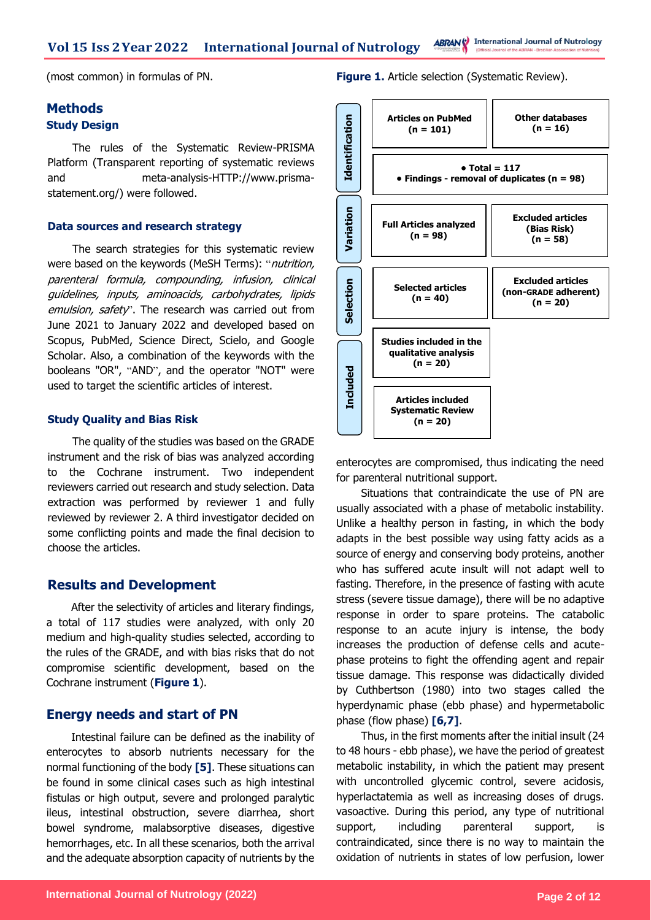(most common) in formulas of PN.

## Methods

### Study Design

The rules of the Systematic Review-PRISMA Platform (Transparent reporting of systematic reviews and meta-analysis-HTTP://www.prisma-statement.org/) were followed.

### Data sources and research strategy

The search strategies for this systematic review were based on the keywords (MeSH Terms): "*nutrition, parenteral formula, compounding, infusion, clinical guidelines, inputs, aminoacids, carbohydrates, lipids emulsion, safety*". The research was carried out from June 2021 to January 2022 and developed based on Scopus, PubMed, Science Direct, Scielo, and Google Scholar. Also, a combination of the keywords with the booleans "OR", "AND", and the operator "NOT" were used to target the scientific articles of interest.

### Study Quality and Bias Risk

The quality of the studies was based on the GRADE instrument and the risk of bias was analyzed according to the Cochrane instrument. Two independent reviewers carried out research and study selection. Data extraction was performed by reviewer 1 and fully reviewed by reviewer 2. A third investigator decided on some conflicting points and made the final decision to choose the articles.

## Results and Development

After the selectivity of articles and literary findings, a total of 117 studies were analyzed, with only 20 medium and high-quality studies selected, according to the rules of the GRADE, and with bias risks that do not compromise scientific development, based on the Cochrane instrument (**Figure 1**).

**Figure 1.** Article selection (Systematic Review).

| Stage | | |
|---|---|---|
| Identification | **Articles on PubMed (n = 101)** | **Other databases (n = 16)** |
| | **• Total = 117** **• Findings - removal of duplicates (n = 98)** | |
| Variation | **Full Articles analyzed (n = 98)** | **Excluded articles (Bias Risk) (n = 58)** |
| Selection | **Selected articles (n = 40)** | **Excluded articles (non-GRADE adherent) (n = 20)** |
| Included | **Studies included in the qualitative analysis (n = 20)** | |
| | **Articles included Systematic Review (n = 20)** | |

## Energy needs and start of PN

Intestinal failure can be defined as the inability of enterocytes to absorb nutrients necessary for the normal functioning of the body **[5]**. These situations can be found in some clinical cases such as high intestinal fistulas or high output, severe and prolonged paralytic ileus, intestinal obstruction, severe diarrhea, short bowel syndrome, malabsorptive diseases, digestive hemorrhages, etc. In all these scenarios, both the arrival and the adequate absorption capacity of nutrients by the enterocytes are compromised, thus indicating the need for parenteral nutritional support.

Situations that contraindicate the use of PN are usually associated with a phase of metabolic instability. Unlike a healthy person in fasting, in which the body adapts in the best possible way using fatty acids as a source of energy and conserving body proteins, another who has suffered acute insult will not adapt well to fasting. Therefore, in the presence of fasting with acute stress (severe tissue damage), there will be no adaptive response in order to spare proteins. The catabolic response to an acute injury is intense, the body increases the production of defense cells and acute-phase proteins to fight the offending agent and repair tissue damage. This response was didactically divided by Cuthbertson (1980) into two stages called the hyperdynamic phase (ebb phase) and hypermetabolic phase (flow phase) **[6,7]**.

Thus, in the first moments after the initial insult (24 to 48 hours - ebb phase), we have the period of greatest metabolic instability, in which the patient may present with uncontrolled glycemic control, severe acidosis, hyperlactatemia as well as increasing doses of drugs. vasoactive. During this period, any type of nutritional support, including parenteral support, is contraindicated, since there is no way to maintain the oxidation of nutrients in states of low perfusion, lower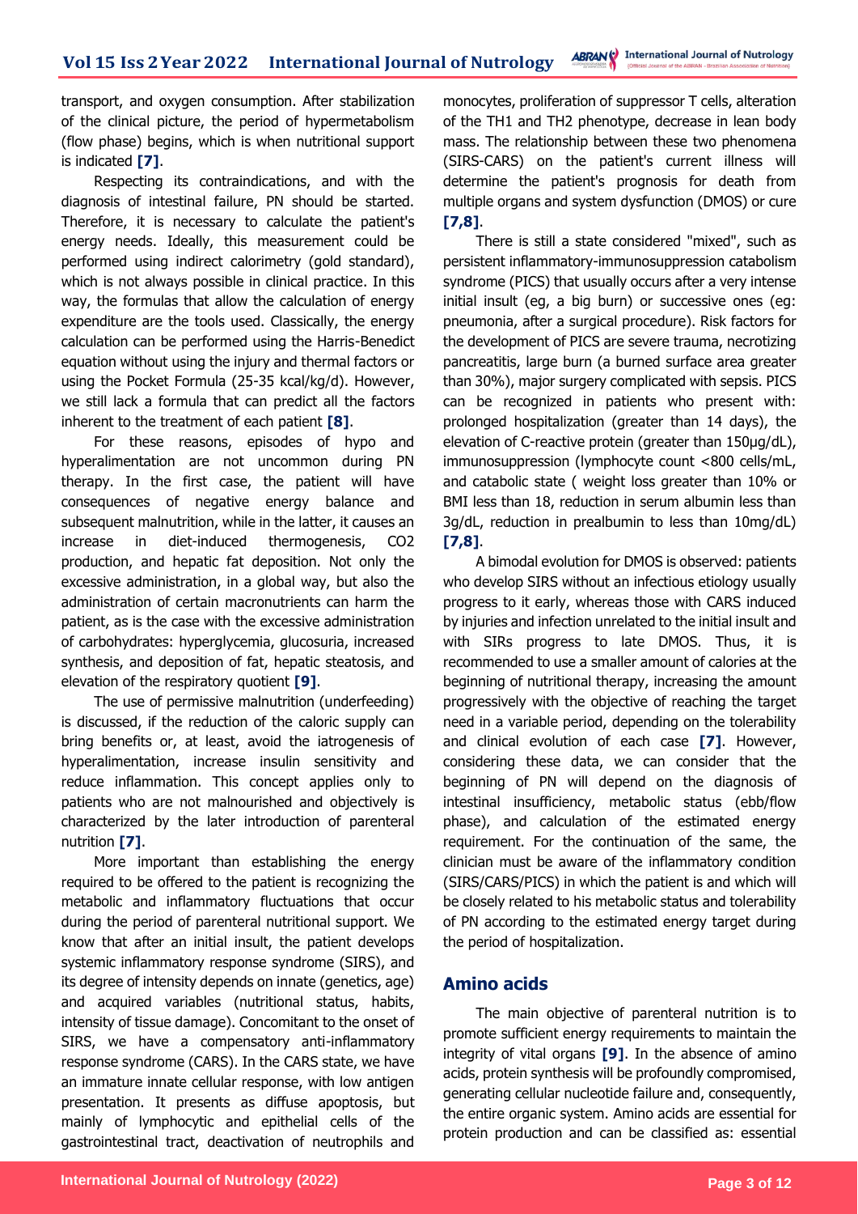transport, and oxygen consumption. After stabilization of the clinical picture, the period of hypermetabolism (flow phase) begins, which is when nutritional support is indicated **[7]**.

Respecting its contraindications, and with the diagnosis of intestinal failure, PN should be started. Therefore, it is necessary to calculate the patient's energy needs. Ideally, this measurement could be performed using indirect calorimetry (gold standard), which is not always possible in clinical practice. In this way, the formulas that allow the calculation of energy expenditure are the tools used. Classically, the energy calculation can be performed using the Harris-Benedict equation without using the injury and thermal factors or using the Pocket Formula (25-35 kcal/kg/d). However, we still lack a formula that can predict all the factors inherent to the treatment of each patient **[8]**.

For these reasons, episodes of hypo and hyperalimentation are not uncommon during PN therapy. In the first case, the patient will have consequences of negative energy balance and subsequent malnutrition, while in the latter, it causes an increase in diet-induced thermogenesis, $CO_2$ production, and hepatic fat deposition. Not only the excessive administration, in a global way, but also the administration of certain macronutrients can harm the patient, as is the case with the excessive administration of carbohydrates: hyperglycemia, glucosuria, increased synthesis, and deposition of fat, hepatic steatosis, and elevation of the respiratory quotient **[9]**.

The use of permissive malnutrition (underfeeding) is discussed, if the reduction of the caloric supply can bring benefits or, at least, avoid the iatrogenesis of hyperalimentation, increase insulin sensitivity and reduce inflammation. This concept applies only to patients who are not malnourished and objectively is characterized by the later introduction of parenteral nutrition **[7]**.

More important than establishing the energy required to be offered to the patient is recognizing the metabolic and inflammatory fluctuations that occur during the period of parenteral nutritional support. We know that after an initial insult, the patient develops systemic inflammatory response syndrome (SIRS), and its degree of intensity depends on innate (genetics, age) and acquired variables (nutritional status, habits, intensity of tissue damage). Concomitant to the onset of SIRS, we have a compensatory anti-inflammatory response syndrome (CARS). In the CARS state, we have an immature innate cellular response, with low antigen presentation. It presents as diffuse apoptosis, but mainly of lymphocytic and epithelial cells of the gastrointestinal tract, deactivation of neutrophils and monocytes, proliferation of suppressor T cells, alteration of the TH1 and TH2 phenotype, decrease in lean body mass. The relationship between these two phenomena (SIRS-CARS) on the patient's current illness will determine the patient's prognosis for death from multiple organs and system dysfunction (DMOS) or cure **[7,8]**.

There is still a state considered "mixed", such as persistent inflammatory-immunosuppression catabolism syndrome (PICS) that usually occurs after a very intense initial insult (eg, a big burn) or successive ones (eg: pneumonia, after a surgical procedure). Risk factors for the development of PICS are severe trauma, necrotizing pancreatitis, large burn (a burned surface area greater than 30%), major surgery complicated with sepsis. PICS can be recognized in patients who present with: prolonged hospitalization (greater than 14 days), the elevation of C-reactive protein (greater than 150µg/dL), immunosuppression (lymphocyte count <800 cells/mL, and catabolic state ( weight loss greater than 10% or BMI less than 18, reduction in serum albumin less than 3g/dL, reduction in prealbumin to less than 10mg/dL) **[7,8]**.

A bimodal evolution for DMOS is observed: patients who develop SIRS without an infectious etiology usually progress to it early, whereas those with CARS induced by injuries and infection unrelated to the initial insult and with SIRs progress to late DMOS. Thus, it is recommended to use a smaller amount of calories at the beginning of nutritional therapy, increasing the amount progressively with the objective of reaching the target need in a variable period, depending on the tolerability and clinical evolution of each case **[7]**. However, considering these data, we can consider that the beginning of PN will depend on the diagnosis of intestinal insufficiency, metabolic status (ebb/flow phase), and calculation of the estimated energy requirement. For the continuation of the same, the clinician must be aware of the inflammatory condition (SIRS/CARS/PICS) in which the patient is and which will be closely related to his metabolic status and tolerability of PN according to the estimated energy target during the period of hospitalization.

## Amino acids

The main objective of parenteral nutrition is to promote sufficient energy requirements to maintain the integrity of vital organs **[9]**. In the absence of amino acids, protein synthesis will be profoundly compromised, generating cellular nucleotide failure and, consequently, the entire organic system. Amino acids are essential for protein production and can be classified as: essential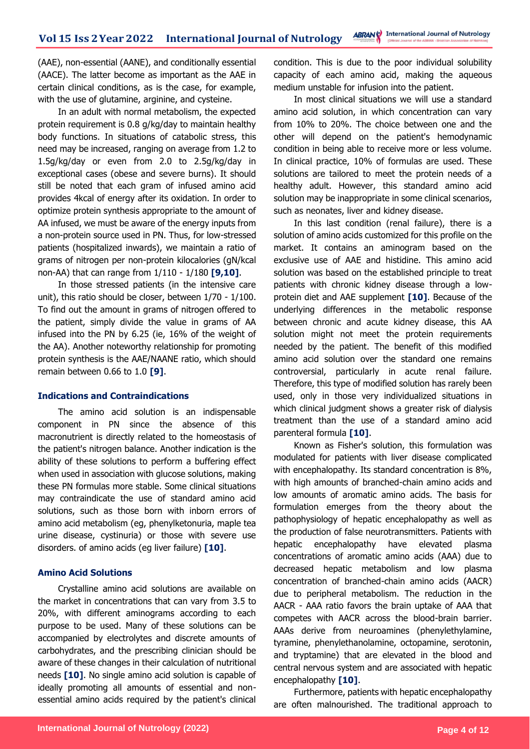(AAE), non-essential (AANE), and conditionally essential (AACE). The latter become as important as the AAE in certain clinical conditions, as is the case, for example, with the use of glutamine, arginine, and cysteine.

In an adult with normal metabolism, the expected protein requirement is 0.8 g/kg/day to maintain healthy body functions. In situations of catabolic stress, this need may be increased, ranging on average from 1.2 to 1.5g/kg/day or even from 2.0 to 2.5g/kg/day in exceptional cases (obese and severe burns). It should still be noted that each gram of infused amino acid provides 4kcal of energy after its oxidation. In order to optimize protein synthesis appropriate to the amount of AA infused, we must be aware of the energy inputs from a non-protein source used in PN. Thus, for low-stressed patients (hospitalized inwards), we maintain a ratio of grams of nitrogen per non-protein kilocalories (gN/kcal non-AA) that can range from 1/110 - 1/180 **[9,10]**.

In those stressed patients (in the intensive care unit), this ratio should be closer, between 1/70 - 1/100. To find out the amount in grams of nitrogen offered to the patient, simply divide the value in grams of AA infused into the PN by 6.25 (ie, 16% of the weight of the AA). Another noteworthy relationship for promoting protein synthesis is the AAE/NAANE ratio, which should remain between 0.66 to 1.0 **[9]**.

### Indications and Contraindications

The amino acid solution is an indispensable component in PN since the absence of this macronutrient is directly related to the homeostasis of the patient's nitrogen balance. Another indication is the ability of these solutions to perform a buffering effect when used in association with glucose solutions, making these PN formulas more stable. Some clinical situations may contraindicate the use of standard amino acid solutions, such as those born with inborn errors of amino acid metabolism (eg, phenylketonuria, maple tea urine disease, cystinuria) or those with severe use disorders. of amino acids (eg liver failure) **[10]**.

### Amino Acid Solutions

Crystalline amino acid solutions are available on the market in concentrations that can vary from 3.5 to 20%, with different aminograms according to each purpose to be used. Many of these solutions can be accompanied by electrolytes and discrete amounts of carbohydrates, and the prescribing clinician should be aware of these changes in their calculation of nutritional needs **[10]**. No single amino acid solution is capable of ideally promoting all amounts of essential and non-essential amino acids required by the patient's clinical condition. This is due to the poor individual solubility capacity of each amino acid, making the aqueous medium unstable for infusion into the patient.

In most clinical situations we will use a standard amino acid solution, in which concentration can vary from 10% to 20%. The choice between one and the other will depend on the patient's hemodynamic condition in being able to receive more or less volume. In clinical practice, 10% of formulas are used. These solutions are tailored to meet the protein needs of a healthy adult. However, this standard amino acid solution may be inappropriate in some clinical scenarios, such as neonates, liver and kidney disease.

In this last condition (renal failure), there is a solution of amino acids customized for this profile on the market. It contains an aminogram based on the exclusive use of AAE and histidine. This amino acid solution was based on the established principle to treat patients with chronic kidney disease through a low-protein diet and AAE supplement **[10]**. Because of the underlying differences in the metabolic response between chronic and acute kidney disease, this AA solution might not meet the protein requirements needed by the patient. The benefit of this modified amino acid solution over the standard one remains controversial, particularly in acute renal failure. Therefore, this type of modified solution has rarely been used, only in those very individualized situations in which clinical judgment shows a greater risk of dialysis treatment than the use of a standard amino acid parenteral formula **[10]**.

Known as Fisher's solution, this formulation was modulated for patients with liver disease complicated with encephalopathy. Its standard concentration is 8%, with high amounts of branched-chain amino acids and low amounts of aromatic amino acids. The basis for formulation emerges from the theory about the pathophysiology of hepatic encephalopathy as well as the production of false neurotransmitters. Patients with hepatic encephalopathy have elevated plasma concentrations of aromatic amino acids (AAA) due to decreased hepatic metabolism and low plasma concentration of branched-chain amino acids (AACR) due to peripheral metabolism. The reduction in the AACR - AAA ratio favors the brain uptake of AAA that competes with AACR across the blood-brain barrier. AAAs derive from neuroamines (phenylethylamine, tyramine, phenylethanolamine, octopamine, serotonin, and tryptamine) that are elevated in the blood and central nervous system and are associated with hepatic encephalopathy **[10]**.

Furthermore, patients with hepatic encephalopathy are often malnourished. The traditional approach to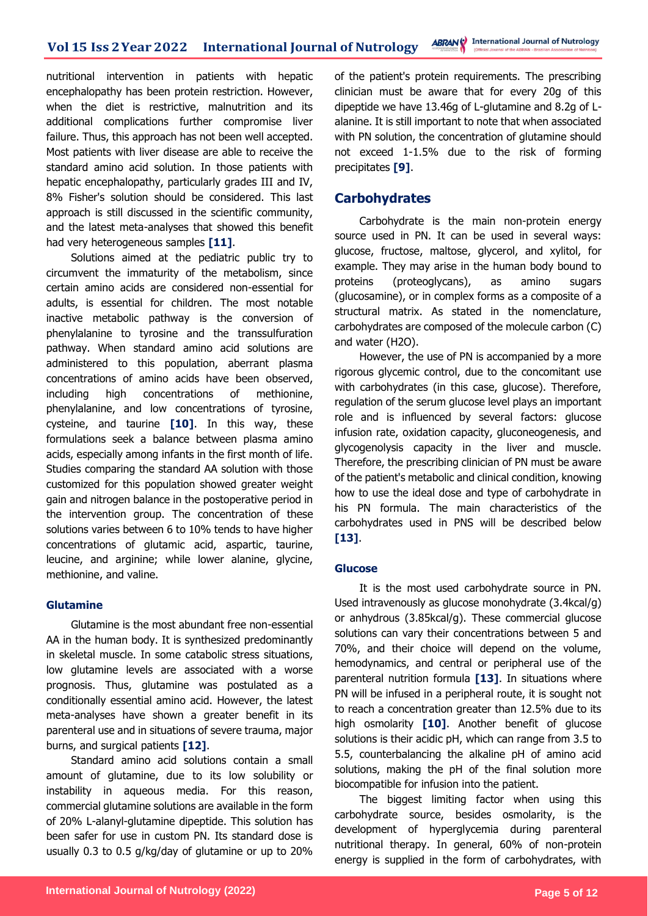nutritional intervention in patients with hepatic encephalopathy has been protein restriction. However, when the diet is restrictive, malnutrition and its additional complications further compromise liver failure. Thus, this approach has not been well accepted. Most patients with liver disease are able to receive the standard amino acid solution. In those patients with hepatic encephalopathy, particularly grades III and IV, 8% Fisher's solution should be considered. This last approach is still discussed in the scientific community, and the latest meta-analyses that showed this benefit had very heterogeneous samples **[11]**.

Solutions aimed at the pediatric public try to circumvent the immaturity of the metabolism, since certain amino acids are considered non-essential for adults, is essential for children. The most notable inactive metabolic pathway is the conversion of phenylalanine to tyrosine and the transsulfuration pathway. When standard amino acid solutions are administered to this population, aberrant plasma concentrations of amino acids have been observed, including high concentrations of methionine, phenylalanine, and low concentrations of tyrosine, cysteine, and taurine **[10]**. In this way, these formulations seek a balance between plasma amino acids, especially among infants in the first month of life. Studies comparing the standard AA solution with those customized for this population showed greater weight gain and nitrogen balance in the postoperative period in the intervention group. The concentration of these solutions varies between 6 to 10% tends to have higher concentrations of glutamic acid, aspartic, taurine, leucine, and arginine; while lower alanine, glycine, methionine, and valine.

### Glutamine

Glutamine is the most abundant free non-essential AA in the human body. It is synthesized predominantly in skeletal muscle. In some catabolic stress situations, low glutamine levels are associated with a worse prognosis. Thus, glutamine was postulated as a conditionally essential amino acid. However, the latest meta-analyses have shown a greater benefit in its parenteral use and in situations of severe trauma, major burns, and surgical patients **[12]**.

Standard amino acid solutions contain a small amount of glutamine, due to its low solubility or instability in aqueous media. For this reason, commercial glutamine solutions are available in the form of 20% L-alanyl-glutamine dipeptide. This solution has been safer for use in custom PN. Its standard dose is usually 0.3 to 0.5 g/kg/day of glutamine or up to 20% of the patient's protein requirements. The prescribing clinician must be aware that for every 20g of this dipeptide we have 13.46g of L-glutamine and 8.2g of L-alanine. It is still important to note that when associated with PN solution, the concentration of glutamine should not exceed 1-1.5% due to the risk of forming precipitates **[9]**.

## Carbohydrates

Carbohydrate is the main non-protein energy source used in PN. It can be used in several ways: glucose, fructose, maltose, glycerol, and xylitol, for example. They may arise in the human body bound to proteins (proteoglycans), as amino sugars (glucosamine), or in complex forms as a composite of a structural matrix. As stated in the nomenclature, carbohydrates are composed of the molecule carbon (C) and water ($H_2O$).

However, the use of PN is accompanied by a more rigorous glycemic control, due to the concomitant use with carbohydrates (in this case, glucose). Therefore, regulation of the serum glucose level plays an important role and is influenced by several factors: glucose infusion rate, oxidation capacity, gluconeogenesis, and glycogenolysis capacity in the liver and muscle. Therefore, the prescribing clinician of PN must be aware of the patient's metabolic and clinical condition, knowing how to use the ideal dose and type of carbohydrate in his PN formula. The main characteristics of the carbohydrates used in PNS will be described below **[13]**.

### Glucose

It is the most used carbohydrate source in PN. Used intravenously as glucose monohydrate (3.4kcal/g) or anhydrous (3.85kcal/g). These commercial glucose solutions can vary their concentrations between 5 and 70%, and their choice will depend on the volume, hemodynamics, and central or peripheral use of the parenteral nutrition formula **[13]**. In situations where PN will be infused in a peripheral route, it is sought not to reach a concentration greater than 12.5% due to its high osmolarity **[10]**. Another benefit of glucose solutions is their acidic pH, which can range from 3.5 to 5.5, counterbalancing the alkaline pH of amino acid solutions, making the pH of the final solution more biocompatible for infusion into the patient.

The biggest limiting factor when using this carbohydrate source, besides osmolarity, is the development of hyperglycemia during parenteral nutritional therapy. In general, 60% of non-protein energy is supplied in the form of carbohydrates, with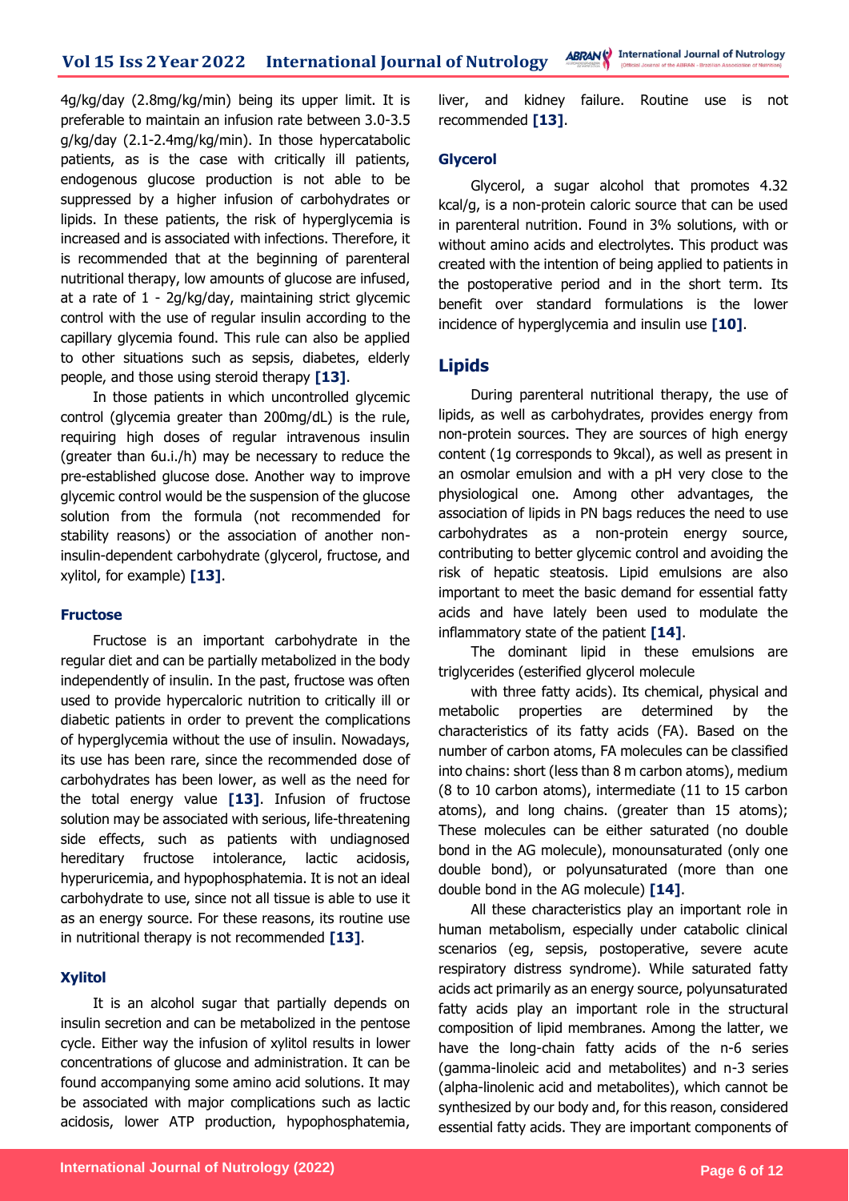4g/kg/day (2.8mg/kg/min) being its upper limit. It is preferable to maintain an infusion rate between 3.0-3.5 g/kg/day (2.1-2.4mg/kg/min). In those hypercatabolic patients, as is the case with critically ill patients, endogenous glucose production is not able to be suppressed by a higher infusion of carbohydrates or lipids. In these patients, the risk of hyperglycemia is increased and is associated with infections. Therefore, it is recommended that at the beginning of parenteral nutritional therapy, low amounts of glucose are infused, at a rate of 1 - 2g/kg/day, maintaining strict glycemic control with the use of regular insulin according to the capillary glycemia found. This rule can also be applied to other situations such as sepsis, diabetes, elderly people, and those using steroid therapy **[13]**.

In those patients in which uncontrolled glycemic control (glycemia greater than 200mg/dL) is the rule, requiring high doses of regular intravenous insulin (greater than 6u.i./h) may be necessary to reduce the pre-established glucose dose. Another way to improve glycemic control would be the suspension of the glucose solution from the formula (not recommended for stability reasons) or the association of another non-insulin-dependent carbohydrate (glycerol, fructose, and xylitol, for example) **[13]**.

### Fructose

Fructose is an important carbohydrate in the regular diet and can be partially metabolized in the body independently of insulin. In the past, fructose was often used to provide hypercaloric nutrition to critically ill or diabetic patients in order to prevent the complications of hyperglycemia without the use of insulin. Nowadays, its use has been rare, since the recommended dose of carbohydrates has been lower, as well as the need for the total energy value **[13]**. Infusion of fructose solution may be associated with serious, life-threatening side effects, such as patients with undiagnosed hereditary fructose intolerance, lactic acidosis, hyperuricemia, and hypophosphatemia. It is not an ideal carbohydrate to use, since not all tissue is able to use it as an energy source. For these reasons, its routine use in nutritional therapy is not recommended **[13]**.

### Xylitol

It is an alcohol sugar that partially depends on insulin secretion and can be metabolized in the pentose cycle. Either way the infusion of xylitol results in lower concentrations of glucose and administration. It can be found accompanying some amino acid solutions. It may be associated with major complications such as lactic acidosis, lower ATP production, hypophosphatemia, liver, and kidney failure. Routine use is not recommended **[13]**.

### Glycerol

Glycerol, a sugar alcohol that promotes 4.32 kcal/g, is a non-protein caloric source that can be used in parenteral nutrition. Found in 3% solutions, with or without amino acids and electrolytes. This product was created with the intention of being applied to patients in the postoperative period and in the short term. Its benefit over standard formulations is the lower incidence of hyperglycemia and insulin use **[10]**.

## Lipids

During parenteral nutritional therapy, the use of lipids, as well as carbohydrates, provides energy from non-protein sources. They are sources of high energy content (1g corresponds to 9kcal), as well as present in an osmolar emulsion and with a pH very close to the physiological one. Among other advantages, the association of lipids in PN bags reduces the need to use carbohydrates as a non-protein energy source, contributing to better glycemic control and avoiding the risk of hepatic steatosis. Lipid emulsions are also important to meet the basic demand for essential fatty acids and have lately been used to modulate the inflammatory state of the patient **[14]**.

The dominant lipid in these emulsions are triglycerides (esterified glycerol molecule

with three fatty acids). Its chemical, physical and metabolic properties are determined by the characteristics of its fatty acids (FA). Based on the number of carbon atoms, FA molecules can be classified into chains: short (less than 8 m carbon atoms), medium (8 to 10 carbon atoms), intermediate (11 to 15 carbon atoms), and long chains. (greater than 15 atoms); These molecules can be either saturated (no double bond in the AG molecule), monounsaturated (only one double bond), or polyunsaturated (more than one double bond in the AG molecule) **[14]**.

All these characteristics play an important role in human metabolism, especially under catabolic clinical scenarios (eg, sepsis, postoperative, severe acute respiratory distress syndrome). While saturated fatty acids act primarily as an energy source, polyunsaturated fatty acids play an important role in the structural composition of lipid membranes. Among the latter, we have the long-chain fatty acids of the n-6 series (gamma-linoleic acid and metabolites) and n-3 series (alpha-linolenic acid and metabolites), which cannot be synthesized by our body and, for this reason, considered essential fatty acids. They are important components of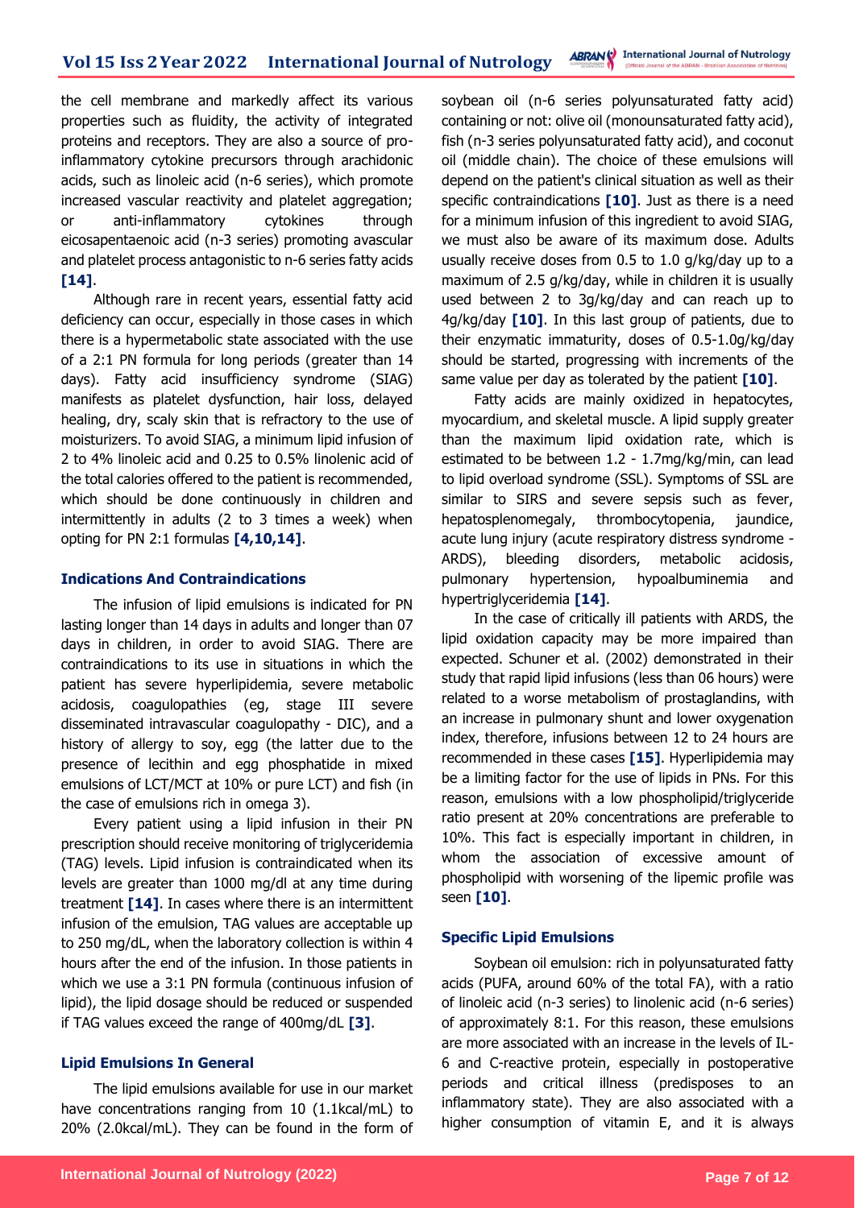the cell membrane and markedly affect its various properties such as fluidity, the activity of integrated proteins and receptors. They are also a source of pro-inflammatory cytokine precursors through arachidonic acids, such as linoleic acid (n-6 series), which promote increased vascular reactivity and platelet aggregation; or anti-inflammatory cytokines through eicosapentaenoic acid (n-3 series) promoting avascular and platelet process antagonistic to n-6 series fatty acids **[14]**.

Although rare in recent years, essential fatty acid deficiency can occur, especially in those cases in which there is a hypermetabolic state associated with the use of a 2:1 PN formula for long periods (greater than 14 days). Fatty acid insufficiency syndrome (SIAG) manifests as platelet dysfunction, hair loss, delayed healing, dry, scaly skin that is refractory to the use of moisturizers. To avoid SIAG, a minimum lipid infusion of 2 to 4% linoleic acid and 0.25 to 0.5% linolenic acid of the total calories offered to the patient is recommended, which should be done continuously in children and intermittently in adults (2 to 3 times a week) when opting for PN 2:1 formulas **[4,10,14]**.

### Indications And Contraindications

The infusion of lipid emulsions is indicated for PN lasting longer than 14 days in adults and longer than 07 days in children, in order to avoid SIAG. There are contraindications to its use in situations in which the patient has severe hyperlipidemia, severe metabolic acidosis, coagulopathies (eg, stage III severe disseminated intravascular coagulopathy - DIC), and a history of allergy to soy, egg (the latter due to the presence of lecithin and egg phosphatide in mixed emulsions of LCT/MCT at 10% or pure LCT) and fish (in the case of emulsions rich in omega 3).

Every patient using a lipid infusion in their PN prescription should receive monitoring of triglyceridemia (TAG) levels. Lipid infusion is contraindicated when its levels are greater than 1000 mg/dl at any time during treatment **[14]**. In cases where there is an intermittent infusion of the emulsion, TAG values are acceptable up to 250 mg/dL, when the laboratory collection is within 4 hours after the end of the infusion. In those patients in which we use a 3:1 PN formula (continuous infusion of lipid), the lipid dosage should be reduced or suspended if TAG values exceed the range of 400mg/dL **[3]**.

### Lipid Emulsions In General

The lipid emulsions available for use in our market have concentrations ranging from 10 (1.1kcal/mL) to 20% (2.0kcal/mL). They can be found in the form of soybean oil (n-6 series polyunsaturated fatty acid) containing or not: olive oil (monounsaturated fatty acid), fish (n-3 series polyunsaturated fatty acid), and coconut oil (middle chain). The choice of these emulsions will depend on the patient's clinical situation as well as their specific contraindications **[10]**. Just as there is a need for a minimum infusion of this ingredient to avoid SIAG, we must also be aware of its maximum dose. Adults usually receive doses from 0.5 to 1.0 g/kg/day up to a maximum of 2.5 g/kg/day, while in children it is usually used between 2 to 3g/kg/day and can reach up to 4g/kg/day **[10]**. In this last group of patients, due to their enzymatic immaturity, doses of 0.5-1.0g/kg/day should be started, progressing with increments of the same value per day as tolerated by the patient **[10]**.

Fatty acids are mainly oxidized in hepatocytes, myocardium, and skeletal muscle. A lipid supply greater than the maximum lipid oxidation rate, which is estimated to be between 1.2 - 1.7mg/kg/min, can lead to lipid overload syndrome (SSL). Symptoms of SSL are similar to SIRS and severe sepsis such as fever, hepatosplenomegaly, thrombocytopenia, jaundice, acute lung injury (acute respiratory distress syndrome - ARDS), bleeding disorders, metabolic acidosis, pulmonary hypertension, hypoalbuminemia and hypertriglyceridemia **[14]**.

In the case of critically ill patients with ARDS, the lipid oxidation capacity may be more impaired than expected. Schuner et al. (2002) demonstrated in their study that rapid lipid infusions (less than 06 hours) were related to a worse metabolism of prostaglandins, with an increase in pulmonary shunt and lower oxygenation index, therefore, infusions between 12 to 24 hours are recommended in these cases **[15]**. Hyperlipidemia may be a limiting factor for the use of lipids in PNs. For this reason, emulsions with a low phospholipid/triglyceride ratio present at 20% concentrations are preferable to 10%. This fact is especially important in children, in whom the association of excessive amount of phospholipid with worsening of the lipemic profile was seen **[10]**.

### Specific Lipid Emulsions

Soybean oil emulsion: rich in polyunsaturated fatty acids (PUFA, around 60% of the total FA), with a ratio of linoleic acid (n-3 series) to linolenic acid (n-6 series) of approximately 8:1. For this reason, these emulsions are more associated with an increase in the levels of IL-6 and C-reactive protein, especially in postoperative periods and critical illness (predisposes to an inflammatory state). They are also associated with a higher consumption of vitamin E, and it is always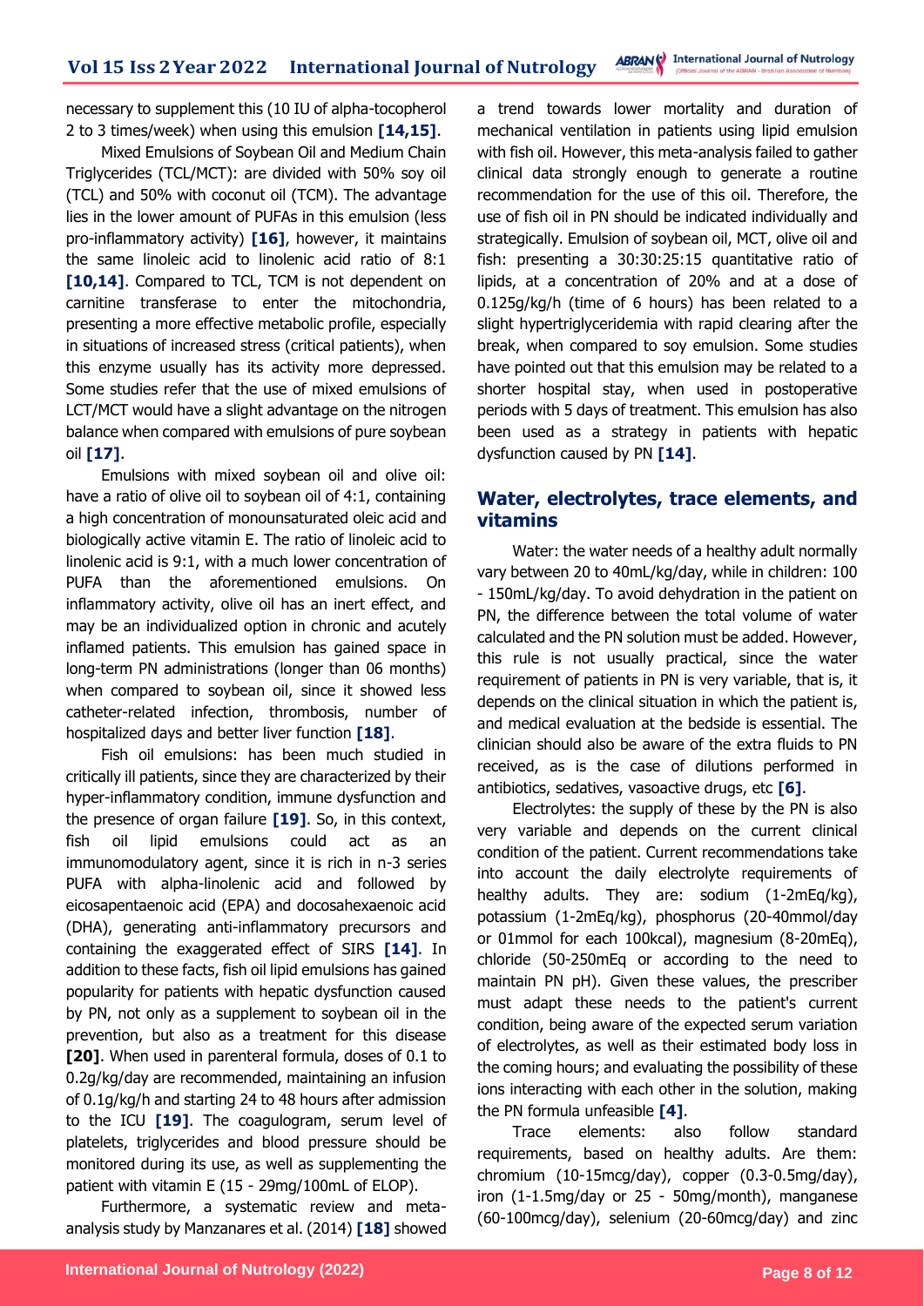necessary to supplement this (10 IU of alpha-tocopherol 2 to 3 times/week) when using this emulsion **[14,15]**.

Mixed Emulsions of Soybean Oil and Medium Chain Triglycerides (TCL/MCT): are divided with 50% soy oil (TCL) and 50% with coconut oil (TCM). The advantage lies in the lower amount of PUFAs in this emulsion (less pro-inflammatory activity) **[16]**, however, it maintains the same linoleic acid to linolenic acid ratio of 8:1 **[10,14]**. Compared to TCL, TCM is not dependent on carnitine transferase to enter the mitochondria, presenting a more effective metabolic profile, especially in situations of increased stress (critical patients), when this enzyme usually has its activity more depressed. Some studies refer that the use of mixed emulsions of LCT/MCT would have a slight advantage on the nitrogen balance when compared with emulsions of pure soybean oil **[17]**.

Emulsions with mixed soybean oil and olive oil: have a ratio of olive oil to soybean oil of 4:1, containing a high concentration of monounsaturated oleic acid and biologically active vitamin E. The ratio of linoleic acid to linolenic acid is 9:1, with a much lower concentration of PUFA than the aforementioned emulsions. On inflammatory activity, olive oil has an inert effect, and may be an individualized option in chronic and acutely inflamed patients. This emulsion has gained space in long-term PN administrations (longer than 06 months) when compared to soybean oil, since it showed less catheter-related infection, thrombosis, number of hospitalized days and better liver function **[18]**.

Fish oil emulsions: has been much studied in critically ill patients, since they are characterized by their hyper-inflammatory condition, immune dysfunction and the presence of organ failure **[19]**. So, in this context, fish oil lipid emulsions could act as an immunomodulatory agent, since it is rich in n-3 series PUFA with alpha-linolenic acid and followed by eicosapentaenoic acid (EPA) and docosahexaenoic acid (DHA), generating anti-inflammatory precursors and containing the exaggerated effect of SIRS **[14]**. In addition to these facts, fish oil lipid emulsions has gained popularity for patients with hepatic dysfunction caused by PN, not only as a supplement to soybean oil in the prevention, but also as a treatment for this disease **[20]**. When used in parenteral formula, doses of 0.1 to 0.2g/kg/day are recommended, maintaining an infusion of 0.1g/kg/h and starting 24 to 48 hours after admission to the ICU **[19]**. The coagulogram, serum level of platelets, triglycerides and blood pressure should be monitored during its use, as well as supplementing the patient with vitamin E (15 - 29mg/100mL of ELOP).

Furthermore, a systematic review and meta-analysis study by Manzanares et al. (2014) **[18]** showed a trend towards lower mortality and duration of mechanical ventilation in patients using lipid emulsion with fish oil. However, this meta-analysis failed to gather clinical data strongly enough to generate a routine recommendation for the use of this oil. Therefore, the use of fish oil in PN should be indicated individually and strategically. Emulsion of soybean oil, MCT, olive oil and fish: presenting a 30:30:25:15 quantitative ratio of lipids, at a concentration of 20% and at a dose of 0.125g/kg/h (time of 6 hours) has been related to a slight hypertriglyceridemia with rapid clearing after the break, when compared to soy emulsion. Some studies have pointed out that this emulsion may be related to a shorter hospital stay, when used in postoperative periods with 5 days of treatment. This emulsion has also been used as a strategy in patients with hepatic dysfunction caused by PN **[14]**.

## Water, electrolytes, trace elements, and vitamins

Water: the water needs of a healthy adult normally vary between 20 to 40mL/kg/day, while in children: 100 - 150mL/kg/day. To avoid dehydration in the patient on PN, the difference between the total volume of water calculated and the PN solution must be added. However, this rule is not usually practical, since the water requirement of patients in PN is very variable, that is, it depends on the clinical situation in which the patient is, and medical evaluation at the bedside is essential. The clinician should also be aware of the extra fluids to PN received, as is the case of dilutions performed in antibiotics, sedatives, vasoactive drugs, etc **[6]**.

Electrolytes: the supply of these by the PN is also very variable and depends on the current clinical condition of the patient. Current recommendations take into account the daily electrolyte requirements of healthy adults. They are: sodium (1-2mEq/kg), potassium (1-2mEq/kg), phosphorus (20-40mmol/day or 01mmol for each 100kcal), magnesium (8-20mEq), chloride (50-250mEq or according to the need to maintain PN pH). Given these values, the prescriber must adapt these needs to the patient's current condition, being aware of the expected serum variation of electrolytes, as well as their estimated body loss in the coming hours; and evaluating the possibility of these ions interacting with each other in the solution, making the PN formula unfeasible **[4]**.

Trace elements: also follow standard requirements, based on healthy adults. Are them: chromium (10-15mcg/day), copper (0.3-0.5mg/day), iron (1-1.5mg/day or 25 - 50mg/month), manganese (60-100mcg/day), selenium (20-60mcg/day) and zinc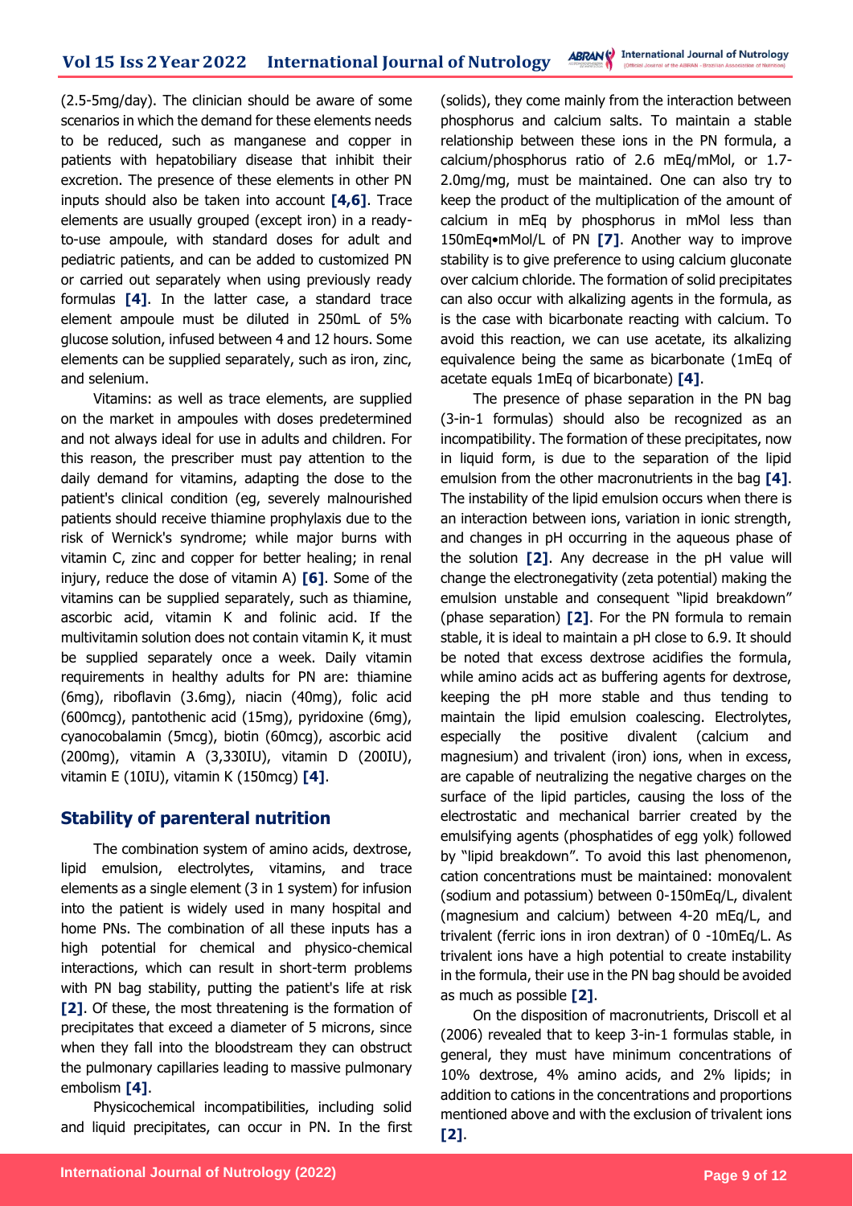(2.5-5mg/day). The clinician should be aware of some scenarios in which the demand for these elements needs to be reduced, such as manganese and copper in patients with hepatobiliary disease that inhibit their excretion. The presence of these elements in other PN inputs should also be taken into account **[4,6]**. Trace elements are usually grouped (except iron) in a ready-to-use ampoule, with standard doses for adult and pediatric patients, and can be added to customized PN or carried out separately when using previously ready formulas **[4]**. In the latter case, a standard trace element ampoule must be diluted in 250mL of 5% glucose solution, infused between 4 and 12 hours. Some elements can be supplied separately, such as iron, zinc, and selenium.

Vitamins: as well as trace elements, are supplied on the market in ampoules with doses predetermined and not always ideal for use in adults and children. For this reason, the prescriber must pay attention to the daily demand for vitamins, adapting the dose to the patient's clinical condition (eg, severely malnourished patients should receive thiamine prophylaxis due to the risk of Wernick's syndrome; while major burns with vitamin C, zinc and copper for better healing; in renal injury, reduce the dose of vitamin A) **[6]**. Some of the vitamins can be supplied separately, such as thiamine, ascorbic acid, vitamin K and folinic acid. If the multivitamin solution does not contain vitamin K, it must be supplied separately once a week. Daily vitamin requirements in healthy adults for PN are: thiamine (6mg), riboflavin (3.6mg), niacin (40mg), folic acid (600mcg), pantothenic acid (15mg), pyridoxine (6mg), cyanocobalamin (5mcg), biotin (60mcg), ascorbic acid (200mg), vitamin A (3,330IU), vitamin D (200IU), vitamin E (10IU), vitamin K (150mcg) **[4]**.

## Stability of parenteral nutrition

The combination system of amino acids, dextrose, lipid emulsion, electrolytes, vitamins, and trace elements as a single element (3 in 1 system) for infusion into the patient is widely used in many hospital and home PNs. The combination of all these inputs has a high potential for chemical and physico-chemical interactions, which can result in short-term problems with PN bag stability, putting the patient's life at risk **[2]**. Of these, the most threatening is the formation of precipitates that exceed a diameter of 5 microns, since when they fall into the bloodstream they can obstruct the pulmonary capillaries leading to massive pulmonary embolism **[4]**.

Physicochemical incompatibilities, including solid and liquid precipitates, can occur in PN. In the first (solids), they come mainly from the interaction between phosphorus and calcium salts. To maintain a stable relationship between these ions in the PN formula, a calcium/phosphorus ratio of 2.6 mEq/mMol, or 1.7-2.0mg/mg, must be maintained. One can also try to keep the product of the multiplication of the amount of calcium in mEq by phosphorus in mMol less than 150mEq•mMol/L of PN **[7]**. Another way to improve stability is to give preference to using calcium gluconate over calcium chloride. The formation of solid precipitates can also occur with alkalizing agents in the formula, as is the case with bicarbonate reacting with calcium. To avoid this reaction, we can use acetate, its alkalizing equivalence being the same as bicarbonate (1mEq of acetate equals 1mEq of bicarbonate) **[4]**.

The presence of phase separation in the PN bag (3-in-1 formulas) should also be recognized as an incompatibility. The formation of these precipitates, now in liquid form, is due to the separation of the lipid emulsion from the other macronutrients in the bag **[4]**. The instability of the lipid emulsion occurs when there is an interaction between ions, variation in ionic strength, and changes in pH occurring in the aqueous phase of the solution **[2]**. Any decrease in the pH value will change the electronegativity (zeta potential) making the emulsion unstable and consequent "lipid breakdown" (phase separation) **[2]**. For the PN formula to remain stable, it is ideal to maintain a pH close to 6.9. It should be noted that excess dextrose acidifies the formula, while amino acids act as buffering agents for dextrose, keeping the pH more stable and thus tending to maintain the lipid emulsion coalescing. Electrolytes, especially the positive divalent (calcium and magnesium) and trivalent (iron) ions, when in excess, are capable of neutralizing the negative charges on the surface of the lipid particles, causing the loss of the electrostatic and mechanical barrier created by the emulsifying agents (phosphatides of egg yolk) followed by "lipid breakdown". To avoid this last phenomenon, cation concentrations must be maintained: monovalent (sodium and potassium) between 0-150mEq/L, divalent (magnesium and calcium) between 4-20 mEq/L, and trivalent (ferric ions in iron dextran) of 0 -10mEq/L. As trivalent ions have a high potential to create instability in the formula, their use in the PN bag should be avoided as much as possible **[2]**.

On the disposition of macronutrients, Driscoll et al (2006) revealed that to keep 3-in-1 formulas stable, in general, they must have minimum concentrations of 10% dextrose, 4% amino acids, and 2% lipids; in addition to cations in the concentrations and proportions mentioned above and with the exclusion of trivalent ions **[2]**.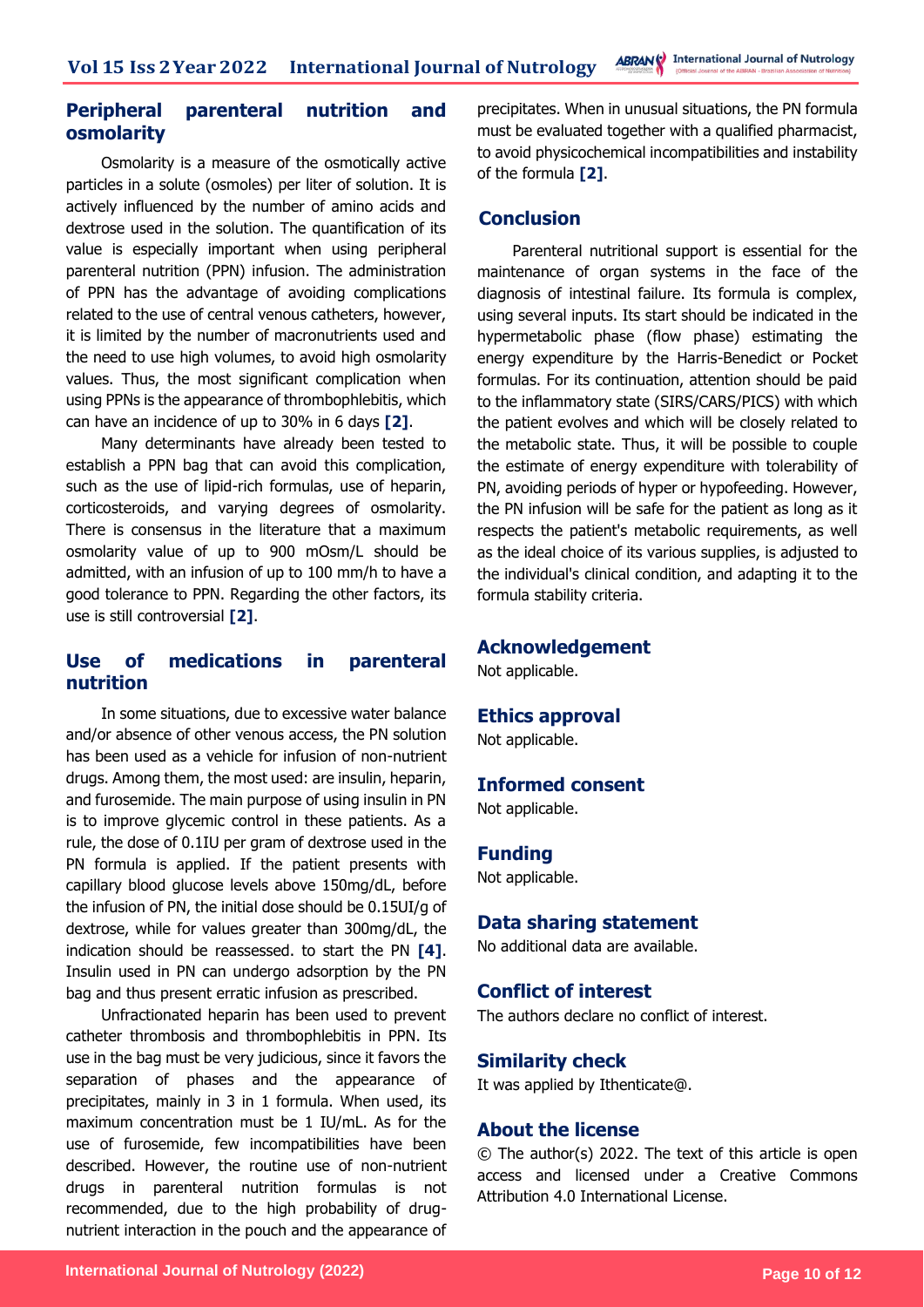## Peripheral parenteral nutrition and osmolarity

Osmolarity is a measure of the osmotically active particles in a solute (osmoles) per liter of solution. It is actively influenced by the number of amino acids and dextrose used in the solution. The quantification of its value is especially important when using peripheral parenteral nutrition (PPN) infusion. The administration of PPN has the advantage of avoiding complications related to the use of central venous catheters, however, it is limited by the number of macronutrients used and the need to use high volumes, to avoid high osmolarity values. Thus, the most significant complication when using PPNs is the appearance of thrombophlebitis, which can have an incidence of up to 30% in 6 days **[2]**.

Many determinants have already been tested to establish a PPN bag that can avoid this complication, such as the use of lipid-rich formulas, use of heparin, corticosteroids, and varying degrees of osmolarity. There is consensus in the literature that a maximum osmolarity value of up to 900 mOsm/L should be admitted, with an infusion of up to 100 mm/h to have a good tolerance to PPN. Regarding the other factors, its use is still controversial **[2]**.

## Use of medications in parenteral nutrition

In some situations, due to excessive water balance and/or absence of other venous access, the PN solution has been used as a vehicle for infusion of non-nutrient drugs. Among them, the most used: are insulin, heparin, and furosemide. The main purpose of using insulin in PN is to improve glycemic control in these patients. As a rule, the dose of 0.1IU per gram of dextrose used in the PN formula is applied. If the patient presents with capillary blood glucose levels above 150mg/dL, before the infusion of PN, the initial dose should be 0.15UI/g of dextrose, while for values greater than 300mg/dL, the indication should be reassessed. to start the PN **[4]**. Insulin used in PN can undergo adsorption by the PN bag and thus present erratic infusion as prescribed.

Unfractionated heparin has been used to prevent catheter thrombosis and thrombophlebitis in PPN. Its use in the bag must be very judicious, since it favors the separation of phases and the appearance of precipitates, mainly in 3 in 1 formula. When used, its maximum concentration must be 1 IU/mL. As for the use of furosemide, few incompatibilities have been described. However, the routine use of non-nutrient drugs in parenteral nutrition formulas is not recommended, due to the high probability of drug-nutrient interaction in the pouch and the appearance of precipitates. When in unusual situations, the PN formula must be evaluated together with a qualified pharmacist, to avoid physicochemical incompatibilities and instability of the formula **[2]**.

## Conclusion

Parenteral nutritional support is essential for the maintenance of organ systems in the face of the diagnosis of intestinal failure. Its formula is complex, using several inputs. Its start should be indicated in the hypermetabolic phase (flow phase) estimating the energy expenditure by the Harris-Benedict or Pocket formulas. For its continuation, attention should be paid to the inflammatory state (SIRS/CARS/PICS) with which the patient evolves and which will be closely related to the metabolic state. Thus, it will be possible to couple the estimate of energy expenditure with tolerability of PN, avoiding periods of hyper or hypofeeding. However, the PN infusion will be safe for the patient as long as it respects the patient's metabolic requirements, as well as the ideal choice of its various supplies, is adjusted to the individual's clinical condition, and adapting it to the formula stability criteria.

## Acknowledgement

Not applicable.

## Ethics approval

Not applicable.

## Informed consent

Not applicable.

## Funding

Not applicable.

## Data sharing statement

No additional data are available.

## Conflict of interest

The authors declare no conflict of interest.

## Similarity check

It was applied by Ithenticate@.

## About the license

© The author(s) 2022. The text of this article is open access and licensed under a Creative Commons Attribution 4.0 International License.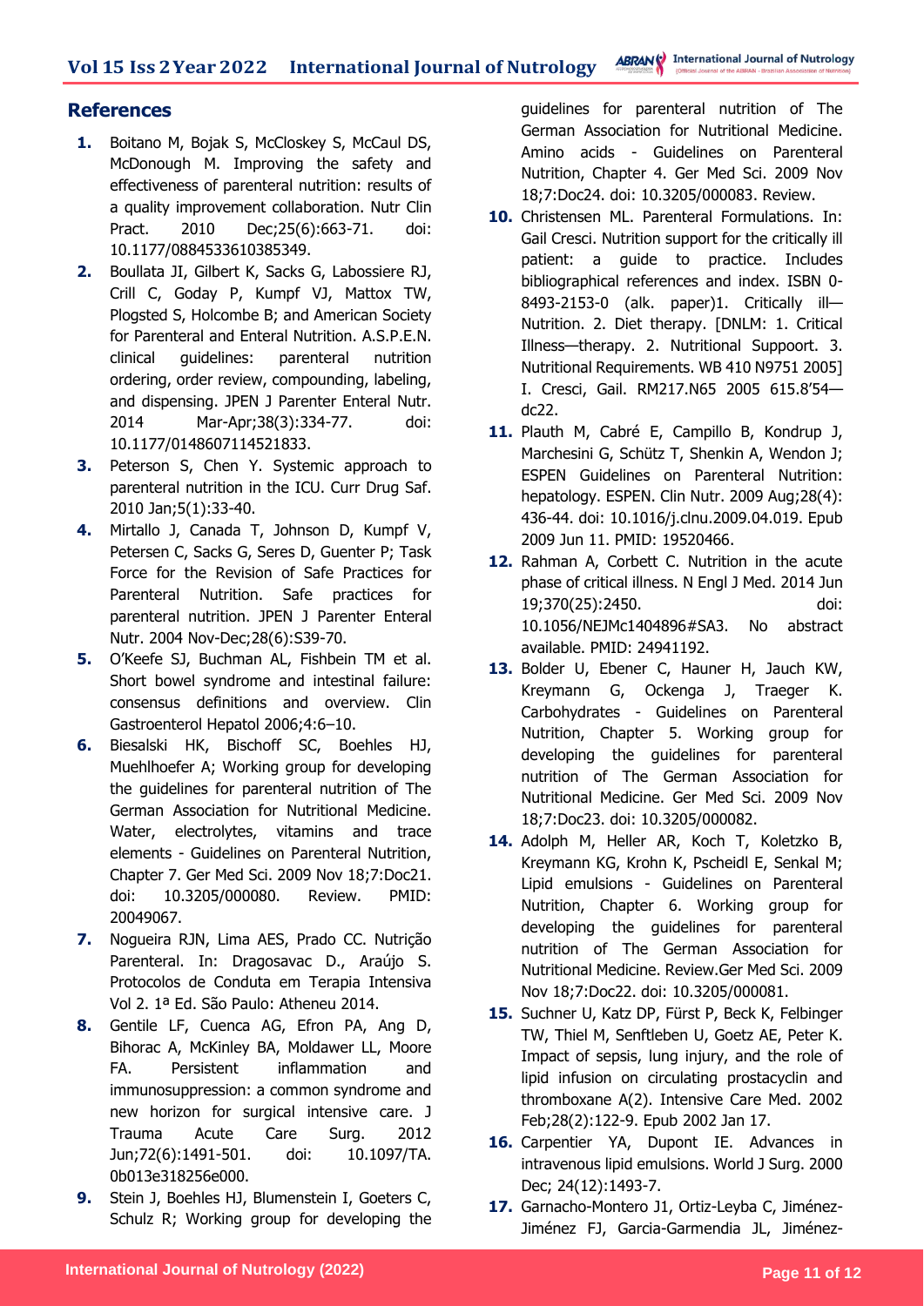## References

1. Boitano M, Bojak S, McCloskey S, McCaul DS, McDonough M. Improving the safety and effectiveness of parenteral nutrition: results of a quality improvement collaboration. Nutr Clin Pract. 2010 Dec;25(6):663-71. doi: 10.1177/0884533610385349.
2. Boullata JI, Gilbert K, Sacks G, Labossiere RJ, Crill C, Goday P, Kumpf VJ, Mattox TW, Plogsted S, Holcombe B; and American Society for Parenteral and Enteral Nutrition. A.S.P.E.N. clinical guidelines: parenteral nutrition ordering, order review, compounding, labeling, and dispensing. JPEN J Parenter Enteral Nutr. 2014 Mar-Apr;38(3):334-77. doi: 10.1177/0148607114521833.
3. Peterson S, Chen Y. Systemic approach to parenteral nutrition in the ICU. Curr Drug Saf. 2010 Jan;5(1):33-40.
4. Mirtallo J, Canada T, Johnson D, Kumpf V, Petersen C, Sacks G, Seres D, Guenter P; Task Force for the Revision of Safe Practices for Parenteral Nutrition. Safe practices for parenteral nutrition. JPEN J Parenter Enteral Nutr. 2004 Nov-Dec;28(6):S39-70.
5. O'Keefe SJ, Buchman AL, Fishbein TM et al. Short bowel syndrome and intestinal failure: consensus definitions and overview. Clin Gastroenterol Hepatol 2006;4:6–10.
6. Biesalski HK, Bischoff SC, Boehles HJ, Muehlhoefer A; Working group for developing the guidelines for parenteral nutrition of The German Association for Nutritional Medicine. Water, electrolytes, vitamins and trace elements - Guidelines on Parenteral Nutrition, Chapter 7. Ger Med Sci. 2009 Nov 18;7:Doc21. doi: 10.3205/000080. Review. PMID: 20049067.
7. Nogueira RJN, Lima AES, Prado CC. Nutrição Parenteral. In: Dragosavac D., Araújo S. Protocolos de Conduta em Terapia Intensiva Vol 2. 1ª Ed. São Paulo: Atheneu 2014.
8. Gentile LF, Cuenca AG, Efron PA, Ang D, Bihorac A, McKinley BA, Moldawer LL, Moore FA. Persistent inflammation and immunosuppression: a common syndrome and new horizon for surgical intensive care. J Trauma Acute Care Surg. 2012 Jun;72(6):1491-501. doi: 10.1097/TA.0b013e318256e000.
9. Stein J, Boehles HJ, Blumenstein I, Goeters C, Schulz R; Working group for developing the guidelines for parenteral nutrition of The German Association for Nutritional Medicine. Amino acids - Guidelines on Parenteral Nutrition, Chapter 4. Ger Med Sci. 2009 Nov 18;7:Doc24. doi: 10.3205/000083. Review.
10. Christensen ML. Parenteral Formulations. In: Gail Cresci. Nutrition support for the critically ill patient: a guide to practice. Includes bibliographical references and index. ISBN 0-8493-2153-0 (alk. paper)1. Critically ill—Nutrition. 2. Diet therapy. [DNLM: 1. Critical Illness—therapy. 2. Nutritional Suppoort. 3. Nutritional Requirements. WB 410 N9751 2005] I. Cresci, Gail. RM217.N65 2005 615.8'54—dc22.
11. Plauth M, Cabré E, Campillo B, Kondrup J, Marchesini G, Schütz T, Shenkin A, Wendon J; ESPEN Guidelines on Parenteral Nutrition: hepatology. ESPEN. Clin Nutr. 2009 Aug;28(4): 436-44. doi: 10.1016/j.clnu.2009.04.019. Epub 2009 Jun 11. PMID: 19520466.
12. Rahman A, Corbett C. Nutrition in the acute phase of critical illness. N Engl J Med. 2014 Jun 19;370(25):2450. doi: 10.1056/NEJMc1404896#SA3. No abstract available. PMID: 24941192.
13. Bolder U, Ebener C, Hauner H, Jauch KW, Kreymann G, Ockenga J, Traeger K. Carbohydrates - Guidelines on Parenteral Nutrition, Chapter 5. Working group for developing the guidelines for parenteral nutrition of The German Association for Nutritional Medicine. Ger Med Sci. 2009 Nov 18;7:Doc23. doi: 10.3205/000082.
14. Adolph M, Heller AR, Koch T, Koletzko B, Kreymann KG, Krohn K, Pscheidl E, Senkal M; Lipid emulsions - Guidelines on Parenteral Nutrition, Chapter 6. Working group for developing the guidelines for parenteral nutrition of The German Association for Nutritional Medicine. Review.Ger Med Sci. 2009 Nov 18;7:Doc22. doi: 10.3205/000081.
15. Suchner U, Katz DP, Fürst P, Beck K, Felbinger TW, Thiel M, Senftleben U, Goetz AE, Peter K. Impact of sepsis, lung injury, and the role of lipid infusion on circulating prostacyclin and thromboxane A(2). Intensive Care Med. 2002 Feb;28(2):122-9. Epub 2002 Jan 17.
16. Carpentier YA, Dupont IE. Advances in intravenous lipid emulsions. World J Surg. 2000 Dec; 24(12):1493-7.
17. Garnacho-Montero J1, Ortiz-Leyba C, Jiménez-Jiménez FJ, Garcia-Garmendia JL, Jiménez-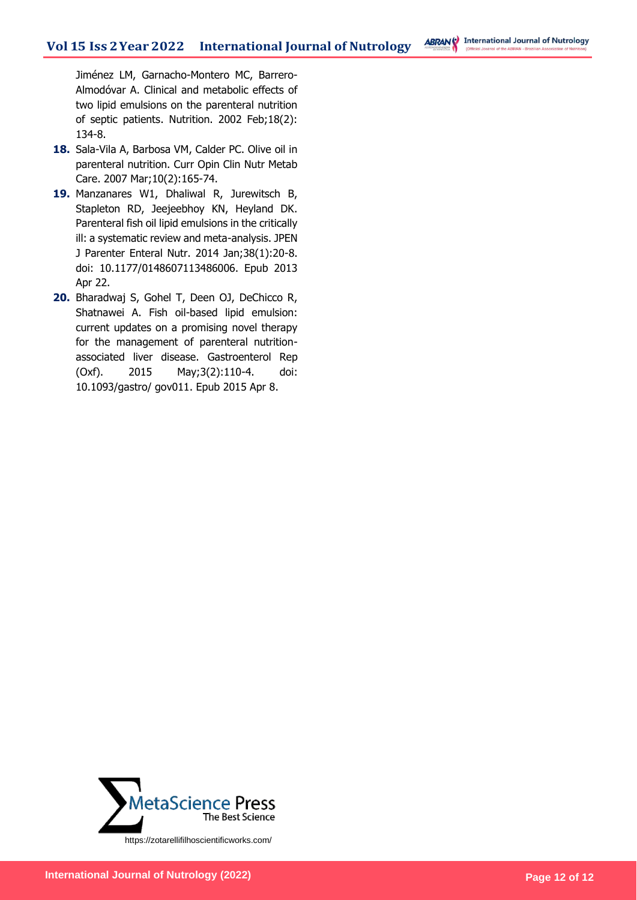Jiménez LM, Garnacho-Montero MC, Barrero-Almodóvar A. Clinical and metabolic effects of two lipid emulsions on the parenteral nutrition of septic patients. Nutrition. 2002 Feb;18(2): 134-8.

18. Sala-Vila A, Barbosa VM, Calder PC. Olive oil in parenteral nutrition. Curr Opin Clin Nutr Metab Care. 2007 Mar;10(2):165-74.
19. Manzanares W1, Dhaliwal R, Jurewitsch B, Stapleton RD, Jeejeebhoy KN, Heyland DK. Parenteral fish oil lipid emulsions in the critically ill: a systematic review and meta-analysis. JPEN J Parenter Enteral Nutr. 2014 Jan;38(1):20-8. doi: 10.1177/0148607113486006. Epub 2013 Apr 22.
20. Bharadwaj S, Gohel T, Deen OJ, DeChicco R, Shatnawei A. Fish oil-based lipid emulsion: current updates on a promising novel therapy for the management of parenteral nutrition-associated liver disease. Gastroenterol Rep (Oxf). 2015 May;3(2):110-4. doi: 10.1093/gastro/ gov011. Epub 2015 Apr 8.

MetaScience Press
The Best Science

https://zotarellifilhoscientificworks.com/